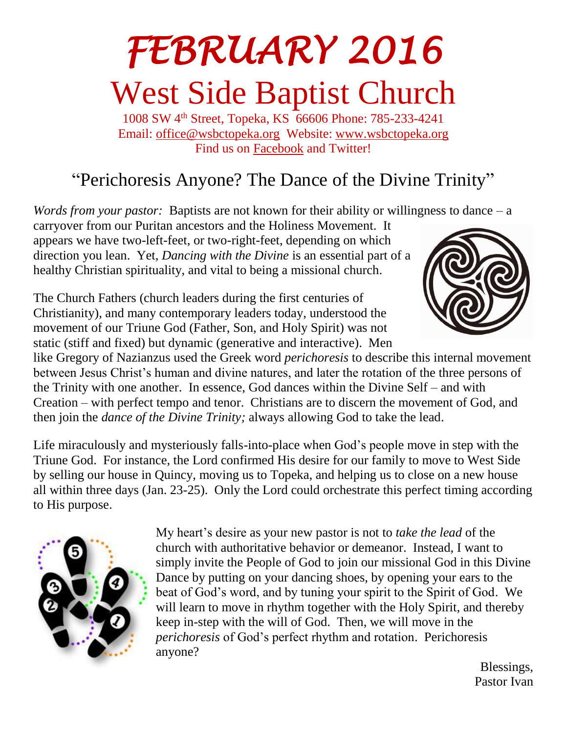# *FEBRUARY 2016*

# West Side Baptist Church

1008 SW 4th Street, Topeka, KS 66606 Phone: 785-233-4241
Email: office@wsbctopeka.org Website: www.wsbctopeka.org
Find us on Facebook and Twitter!

## "Perichoresis Anyone? The Dance of the Divine Trinity"

*Words from your pastor:* Baptists are not known for their ability or willingness to dance – a carryover from our Puritan ancestors and the Holiness Movement. It appears we have two-left-feet, or two-right-feet, depending on which direction you lean. Yet, *Dancing with the Divine* is an essential part of a healthy Christian spirituality, and vital to being a missional church.

The Church Fathers (church leaders during the first centuries of Christianity), and many contemporary leaders today, understood the movement of our Triune God (Father, Son, and Holy Spirit) was not static (stiff and fixed) but dynamic (generative and interactive). Men like Gregory of Nazianzus used the Greek word *perichoresis* to describe this internal movement between Jesus Christ's human and divine natures, and later the rotation of the three persons of the Trinity with one another. In essence, God dances within the Divine Self – and with Creation – with perfect tempo and tenor. Christians are to discern the movement of God, and then join the *dance of the Divine Trinity;* always allowing God to take the lead.

Life miraculously and mysteriously falls-into-place when God's people move in step with the Triune God. For instance, the Lord confirmed His desire for our family to move to West Side by selling our house in Quincy, moving us to Topeka, and helping us to close on a new house all within three days (Jan. 23-25). Only the Lord could orchestrate this perfect timing according to His purpose.

My heart's desire as your new pastor is not to *take the lead* of the church with authoritative behavior or demeanor. Instead, I want to simply invite the People of God to join our missional God in this Divine Dance by putting on your dancing shoes, by opening your ears to the beat of God's word, and by tuning your spirit to the Spirit of God. We will learn to move in rhythm together with the Holy Spirit, and thereby keep in-step with the will of God. Then, we will move in the *perichoresis* of God's perfect rhythm and rotation. Perichoresis anyone?

Blessings,
Pastor Ivan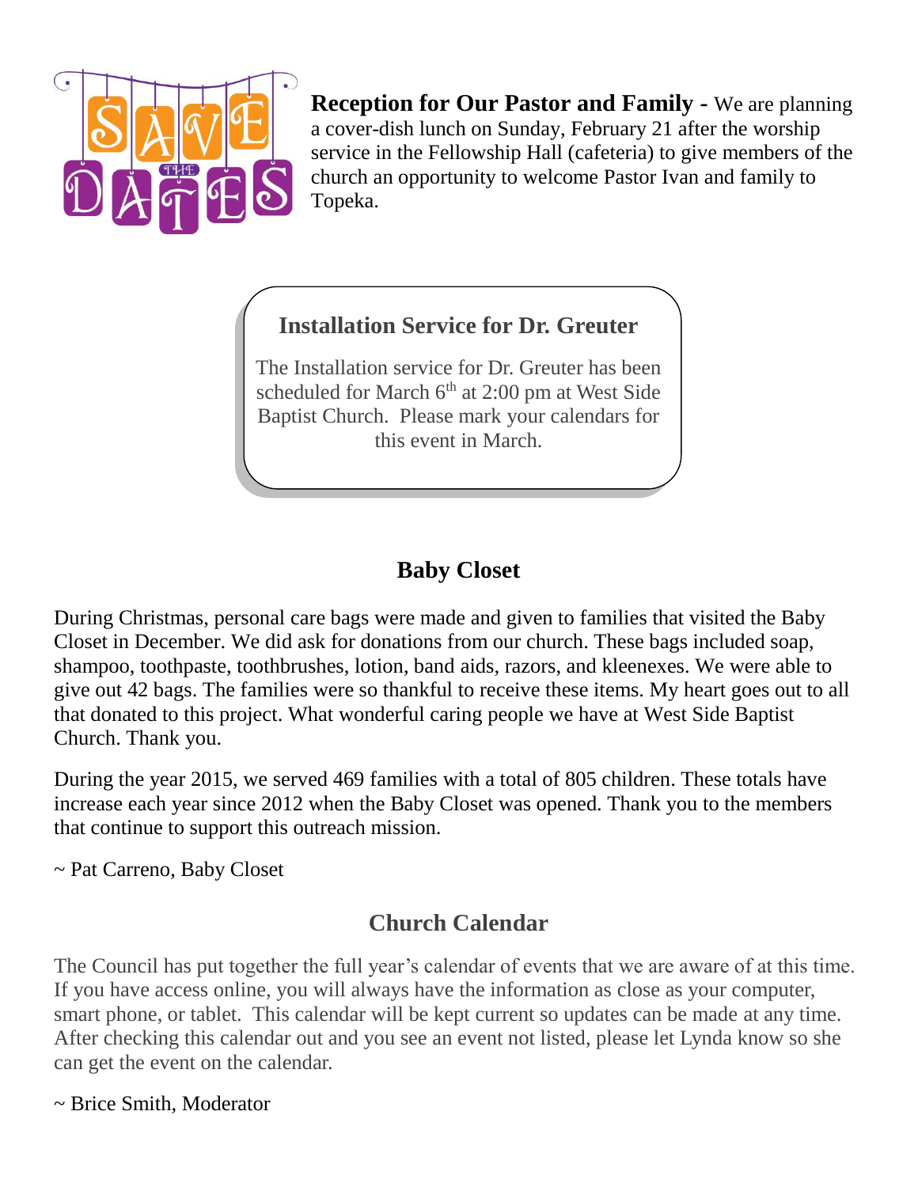**Reception for Our Pastor and Family -** We are planning a cover-dish lunch on Sunday, February 21 after the worship service in the Fellowship Hall (cafeteria) to give members of the church an opportunity to welcome Pastor Ivan and family to Topeka.

## Installation Service for Dr. Greuter

The Installation service for Dr. Greuter has been scheduled for March 6th at 2:00 pm at West Side Baptist Church. Please mark your calendars for this event in March.

## Baby Closet

During Christmas, personal care bags were made and given to families that visited the Baby Closet in December. We did ask for donations from our church. These bags included soap, shampoo, toothpaste, toothbrushes, lotion, band aids, razors, and kleenexes. We were able to give out 42 bags. The families were so thankful to receive these items. My heart goes out to all that donated to this project. What wonderful caring people we have at West Side Baptist Church. Thank you.

During the year 2015, we served 469 families with a total of 805 children. These totals have increase each year since 2012 when the Baby Closet was opened. Thank you to the members that continue to support this outreach mission.

~ Pat Carreno, Baby Closet

## Church Calendar

The Council has put together the full year's calendar of events that we are aware of at this time. If you have access online, you will always have the information as close as your computer, smart phone, or tablet. This calendar will be kept current so updates can be made at any time. After checking this calendar out and you see an event not listed, please let Lynda know so she can get the event on the calendar.

~ Brice Smith, Moderator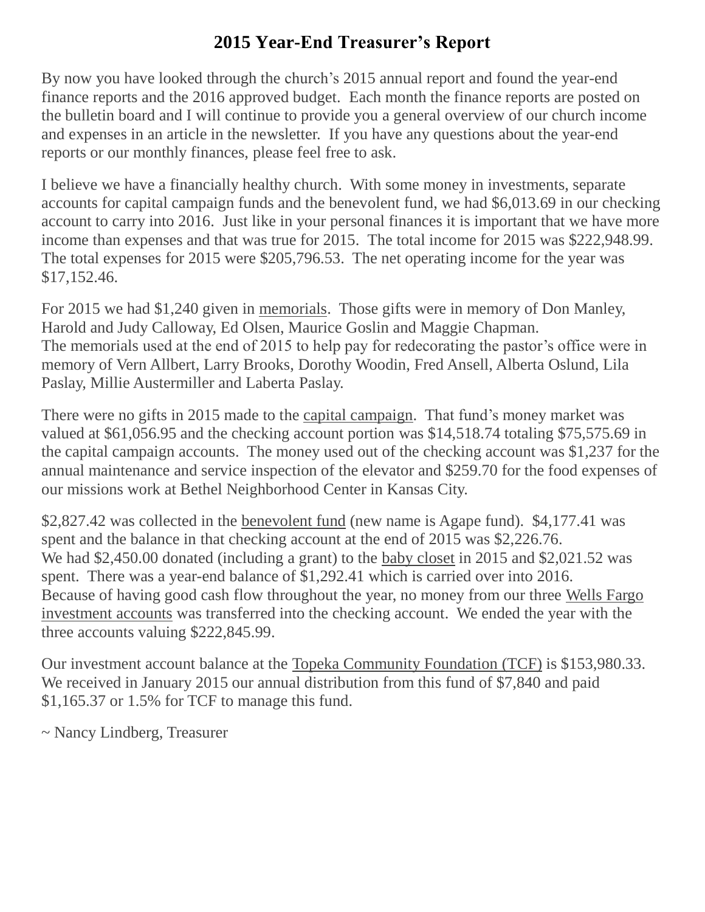# 2015 Year-End Treasurer's Report

By now you have looked through the church's 2015 annual report and found the year-end finance reports and the 2016 approved budget. Each month the finance reports are posted on the bulletin board and I will continue to provide you a general overview of our church income and expenses in an article in the newsletter. If you have any questions about the year-end reports or our monthly finances, please feel free to ask.

I believe we have a financially healthy church. With some money in investments, separate accounts for capital campaign funds and the benevolent fund, we had $6,013.69 in our checking account to carry into 2016. Just like in your personal finances it is important that we have more income than expenses and that was true for 2015. The total income for 2015 was $222,948.99. The total expenses for 2015 were $205,796.53. The net operating income for the year was $17,152.46.

For 2015 we had $1,240 given in memorials. Those gifts were in memory of Don Manley, Harold and Judy Calloway, Ed Olsen, Maurice Goslin and Maggie Chapman.
The memorials used at the end of 2015 to help pay for redecorating the pastor's office were in memory of Vern Allbert, Larry Brooks, Dorothy Woodin, Fred Ansell, Alberta Oslund, Lila Paslay, Millie Austermiller and Laberta Paslay.

There were no gifts in 2015 made to the capital campaign. That fund's money market was valued at $61,056.95 and the checking account portion was $14,518.74 totaling $75,575.69 in the capital campaign accounts. The money used out of the checking account was $1,237 for the annual maintenance and service inspection of the elevator and $259.70 for the food expenses of our missions work at Bethel Neighborhood Center in Kansas City.

$2,827.42 was collected in the benevolent fund (new name is Agape fund). $4,177.41 was spent and the balance in that checking account at the end of 2015 was $2,226.76.
We had $2,450.00 donated (including a grant) to the baby closet in 2015 and $2,021.52 was spent. There was a year-end balance of $1,292.41 which is carried over into 2016.
Because of having good cash flow throughout the year, no money from our three Wells Fargo investment accounts was transferred into the checking account. We ended the year with the three accounts valuing $222,845.99.

Our investment account balance at the Topeka Community Foundation (TCF) is $153,980.33. We received in January 2015 our annual distribution from this fund of $7,840 and paid $1,165.37 or 1.5% for TCF to manage this fund.

~ Nancy Lindberg, Treasurer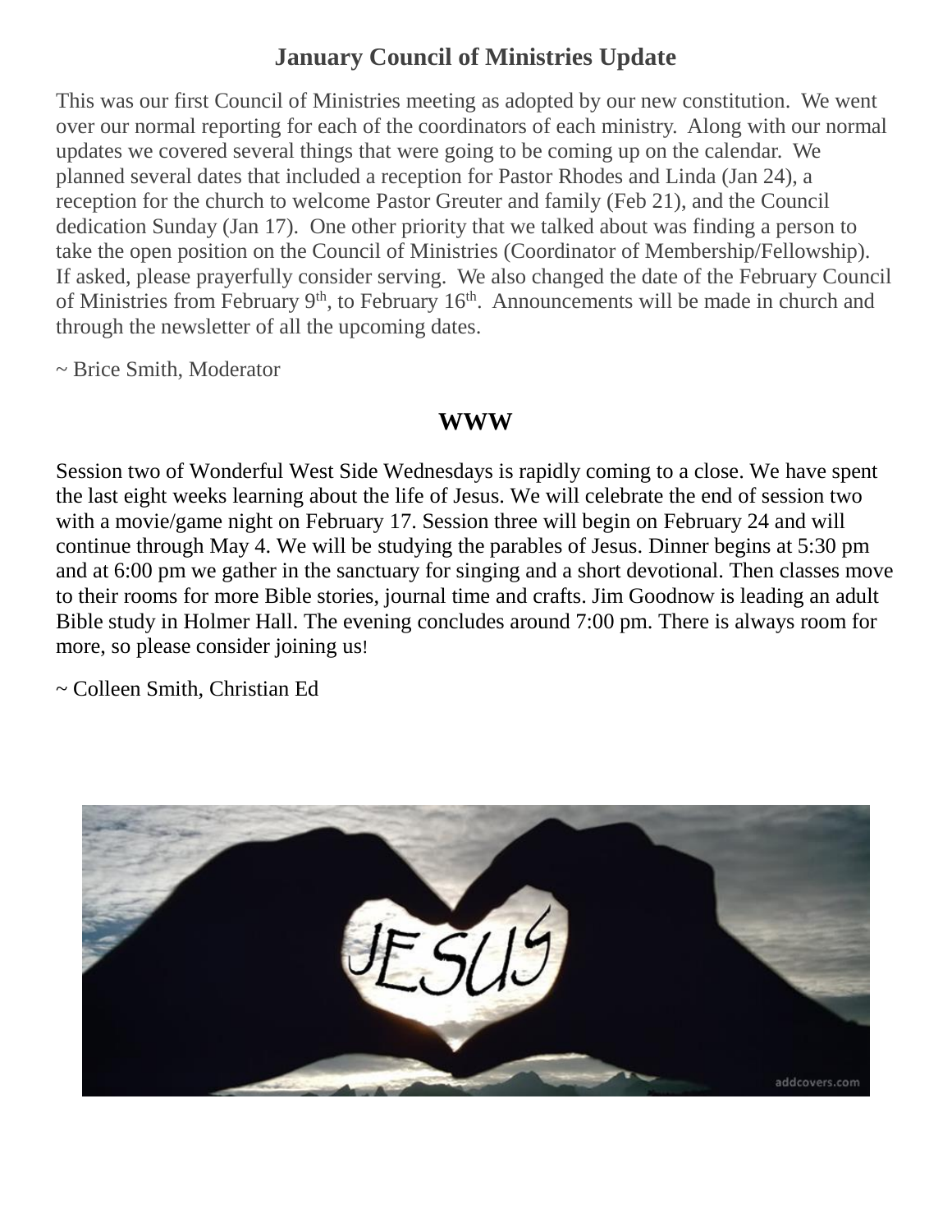## January Council of Ministries Update

This was our first Council of Ministries meeting as adopted by our new constitution. We went over our normal reporting for each of the coordinators of each ministry. Along with our normal updates we covered several things that were going to be coming up on the calendar. We planned several dates that included a reception for Pastor Rhodes and Linda (Jan 24), a reception for the church to welcome Pastor Greuter and family (Feb 21), and the Council dedication Sunday (Jan 17). One other priority that we talked about was finding a person to take the open position on the Council of Ministries (Coordinator of Membership/Fellowship). If asked, please prayerfully consider serving. We also changed the date of the February Council of Ministries from February 9th, to February 16th. Announcements will be made in church and through the newsletter of all the upcoming dates.

~ Brice Smith, Moderator

## WWW

Session two of Wonderful West Side Wednesdays is rapidly coming to a close. We have spent the last eight weeks learning about the life of Jesus. We will celebrate the end of session two with a movie/game night on February 17. Session three will begin on February 24 and will continue through May 4. We will be studying the parables of Jesus. Dinner begins at 5:30 pm and at 6:00 pm we gather in the sanctuary for singing and a short devotional. Then classes move to their rooms for more Bible stories, journal time and crafts. Jim Goodnow is leading an adult Bible study in Holmer Hall. The evening concludes around 7:00 pm. There is always room for more, so please consider joining us!

~ Colleen Smith, Christian Ed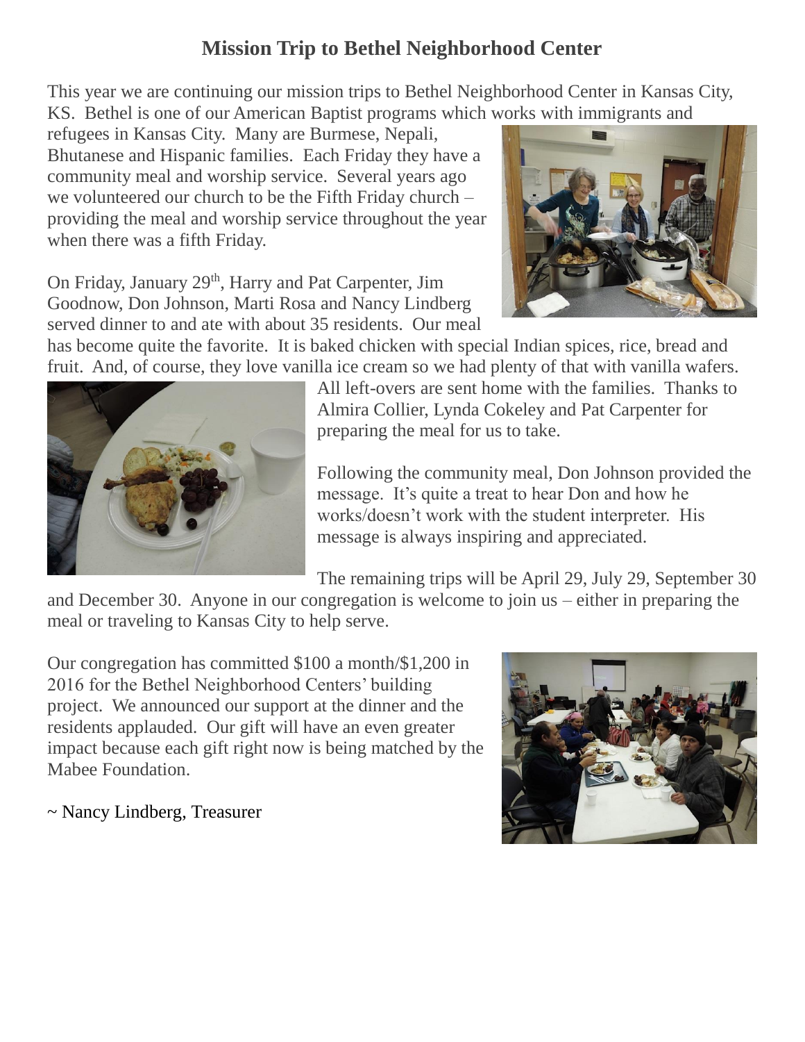# Mission Trip to Bethel Neighborhood Center

This year we are continuing our mission trips to Bethel Neighborhood Center in Kansas City, KS. Bethel is one of our American Baptist programs which works with immigrants and refugees in Kansas City. Many are Burmese, Nepali, Bhutanese and Hispanic families. Each Friday they have a community meal and worship service. Several years ago we volunteered our church to be the Fifth Friday church – providing the meal and worship service throughout the year when there was a fifth Friday.

On Friday, January 29th, Harry and Pat Carpenter, Jim Goodnow, Don Johnson, Marti Rosa and Nancy Lindberg served dinner to and ate with about 35 residents. Our meal has become quite the favorite. It is baked chicken with special Indian spices, rice, bread and fruit. And, of course, they love vanilla ice cream so we had plenty of that with vanilla wafers. All left-overs are sent home with the families. Thanks to Almira Collier, Lynda Cokeley and Pat Carpenter for preparing the meal for us to take.

Following the community meal, Don Johnson provided the message. It's quite a treat to hear Don and how he works/doesn't work with the student interpreter. His message is always inspiring and appreciated.

The remaining trips will be April 29, July 29, September 30 and December 30. Anyone in our congregation is welcome to join us – either in preparing the meal or traveling to Kansas City to help serve.

Our congregation has committed $100 a month/$1,200 in 2016 for the Bethel Neighborhood Centers' building project. We announced our support at the dinner and the residents applauded. Our gift will have an even greater impact because each gift right now is being matched by the Mabee Foundation.

~ Nancy Lindberg, Treasurer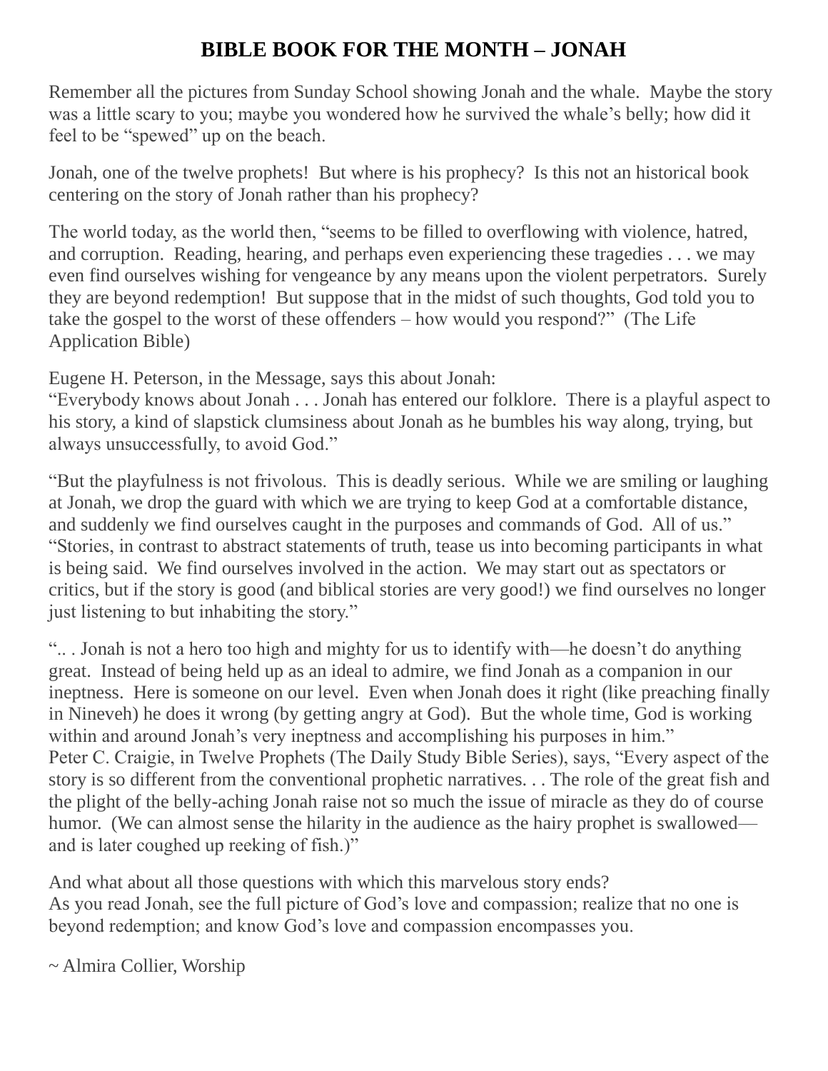# BIBLE BOOK FOR THE MONTH – JONAH

Remember all the pictures from Sunday School showing Jonah and the whale. Maybe the story was a little scary to you; maybe you wondered how he survived the whale's belly; how did it feel to be "spewed" up on the beach.

Jonah, one of the twelve prophets! But where is his prophecy? Is this not an historical book centering on the story of Jonah rather than his prophecy?

The world today, as the world then, "seems to be filled to overflowing with violence, hatred, and corruption. Reading, hearing, and perhaps even experiencing these tragedies . . . we may even find ourselves wishing for vengeance by any means upon the violent perpetrators. Surely they are beyond redemption! But suppose that in the midst of such thoughts, God told you to take the gospel to the worst of these offenders – how would you respond?" (The Life Application Bible)

Eugene H. Peterson, in the Message, says this about Jonah:
"Everybody knows about Jonah . . . Jonah has entered our folklore. There is a playful aspect to his story, a kind of slapstick clumsiness about Jonah as he bumbles his way along, trying, but always unsuccessfully, to avoid God."

"But the playfulness is not frivolous. This is deadly serious. While we are smiling or laughing at Jonah, we drop the guard with which we are trying to keep God at a comfortable distance, and suddenly we find ourselves caught in the purposes and commands of God. All of us."
"Stories, in contrast to abstract statements of truth, tease us into becoming participants in what is being said. We find ourselves involved in the action. We may start out as spectators or critics, but if the story is good (and biblical stories are very good!) we find ourselves no longer just listening to but inhabiting the story."

".. . Jonah is not a hero too high and mighty for us to identify with—he doesn't do anything great. Instead of being held up as an ideal to admire, we find Jonah as a companion in our ineptness. Here is someone on our level. Even when Jonah does it right (like preaching finally in Nineveh) he does it wrong (by getting angry at God). But the whole time, God is working within and around Jonah's very ineptness and accomplishing his purposes in him."
Peter C. Craigie, in Twelve Prophets (The Daily Study Bible Series), says, "Every aspect of the story is so different from the conventional prophetic narratives. . . The role of the great fish and the plight of the belly-aching Jonah raise not so much the issue of miracle as they do of course humor. (We can almost sense the hilarity in the audience as the hairy prophet is swallowed—and is later coughed up reeking of fish.)"

And what about all those questions with which this marvelous story ends?
As you read Jonah, see the full picture of God's love and compassion; realize that no one is beyond redemption; and know God's love and compassion encompasses you.

~ Almira Collier, Worship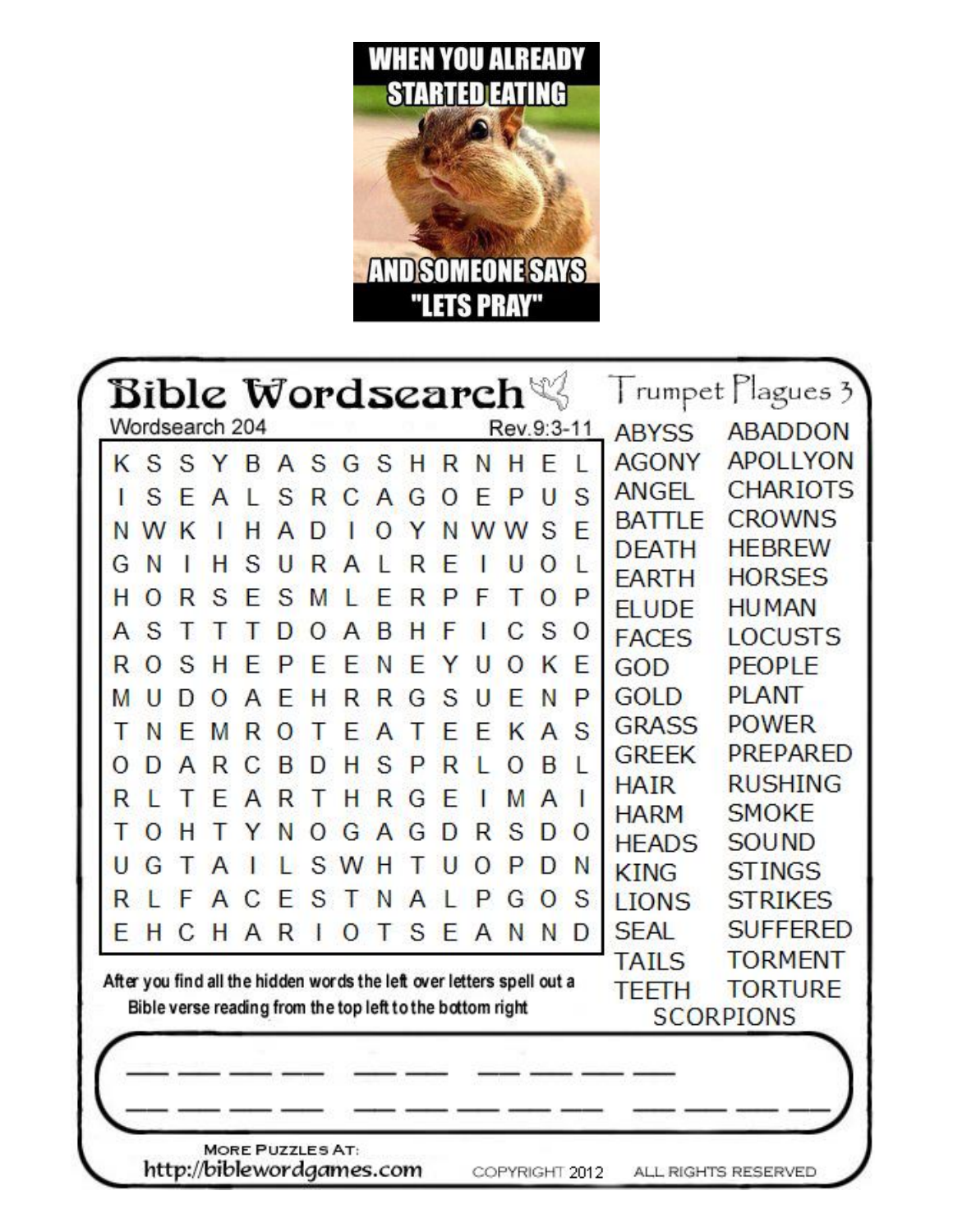WHEN YOU ALREADY STARTED EATING

AND SOMEONE SAYS "LETS PRAY"

# Bible Wordsearch

Trumpet Plagues 3

Wordsearch 204 Rev.9:3-11

```
K S S Y B A S G S H R N H E L
I S E A L S R C A G O E P U S
N W K I H A D I O Y N W W S E
G N I H S U R A L R E I U O L
H O R S E S M L E R P F T O P
A S T T T D O A B H F I C S O
R O S H E P E E N E Y U O K E
M U D O A E H R R G S U E N P
T N E M R O T E A T E E K A S
O D A R C B D H S P R L O B L
R L T E A R T H R G E I M A I
T O H T Y N O G A G D R S D O
U G T A I L S W H T U O P D N
R L F A C E S T N A L P G O S
E H C H A R I O T S E A N N D
```

| | |
|---|---|
| ABYSS | ABADDON |
| AGONY | APOLLYON |
| ANGEL | CHARIOTS |
| BATTLE | CROWNS |
| DEATH | HEBREW |
| EARTH | HORSES |
| ELUDE | HUMAN |
| FACES | LOCUSTS |
| GOD | PEOPLE |
| GOLD | PLANT |
| GRASS | POWER |
| GREEK | PREPARED |
| HAIR | RUSHING |
| HARM | SMOKE |
| HEADS | SOUND |
| KING | STINGS |
| LIONS | STRIKES |
| SEAL | SUFFERED |
| TAILS | TORMENT |
| TEETH | TORTURE |
| SCORPIONS | |

After you find all the hidden words the left over letters spell out a Bible verse reading from the top left to the bottom right

\_ \_ \_ \_ &nbsp; \_ \_ &nbsp; \_ \_ \_ \_

\_ \_ \_ \_ &nbsp; \_ \_ \_ \_ \_ &nbsp; \_ \_ \_ \_

MORE PUZZLES AT:
http://biblewordgames.com

COPYRIGHT 2012 ALL RIGHTS RESERVED